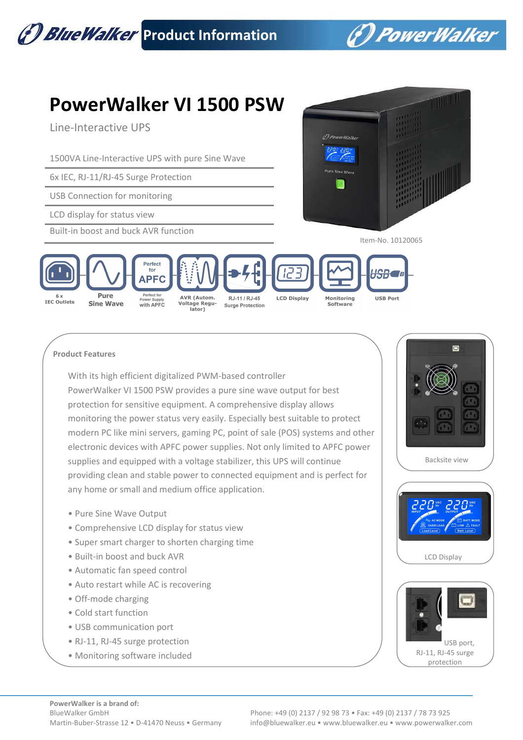# PowerWalker VI 1500 PSW

Line-Interactive UPS

- 1500VA Line-Interactive UPS with pure Sine Wave
- 6x IEC, RJ-11/RJ-45 Surge Protection
- USB Connection for monitoring
- LCD display for status view
- Built-in boost and buck AVR function

Item-No. 10120065

6 x IEC Outlets | Pure Sine Wave | Perfect for APFC – Perfect for Power Supply with APFC | AVR (Autom. Voltage Regulator) | RJ-11 / RJ-45 Surge Protection | LCD Display | Monitoring Software | USB Port

## Product Features

With its high efficient digitalized PWM-based controller PowerWalker VI 1500 PSW provides a pure sine wave output for best protection for sensitive equipment. A comprehensive display allows monitoring the power status very easily. Especially best suitable to protect modern PC like mini servers, gaming PC, point of sale (POS) systems and other electronic devices with APFC power supplies. Not only limited to APFC power supplies and equipped with a voltage stabilizer, this UPS will continue providing clean and stable power to connected equipment and is perfect for any home or small and medium office application.

- Pure Sine Wave Output
- Comprehensive LCD display for status view
- Super smart charger to shorten charging time
- Built-in boost and buck AVR
- Automatic fan speed control
- Auto restart while AC is recovering
- Off-mode charging
- Cold start function
- USB communication port
- RJ-11, RJ-45 surge protection
- Monitoring software included

Backsite view

LCD Display

USB port, RJ-11, RJ-45 surge protection

**PowerWalker is a brand of:**
BlueWalker GmbH
Martin-Buber-Strasse 12 • D-41470 Neuss • Germany

Phone: +49 (0) 2137 / 92 98 73 • Fax: +49 (0) 2137 / 78 73 925
info@bluewalker.eu • www.bluewalker.eu • www.powerwalker.com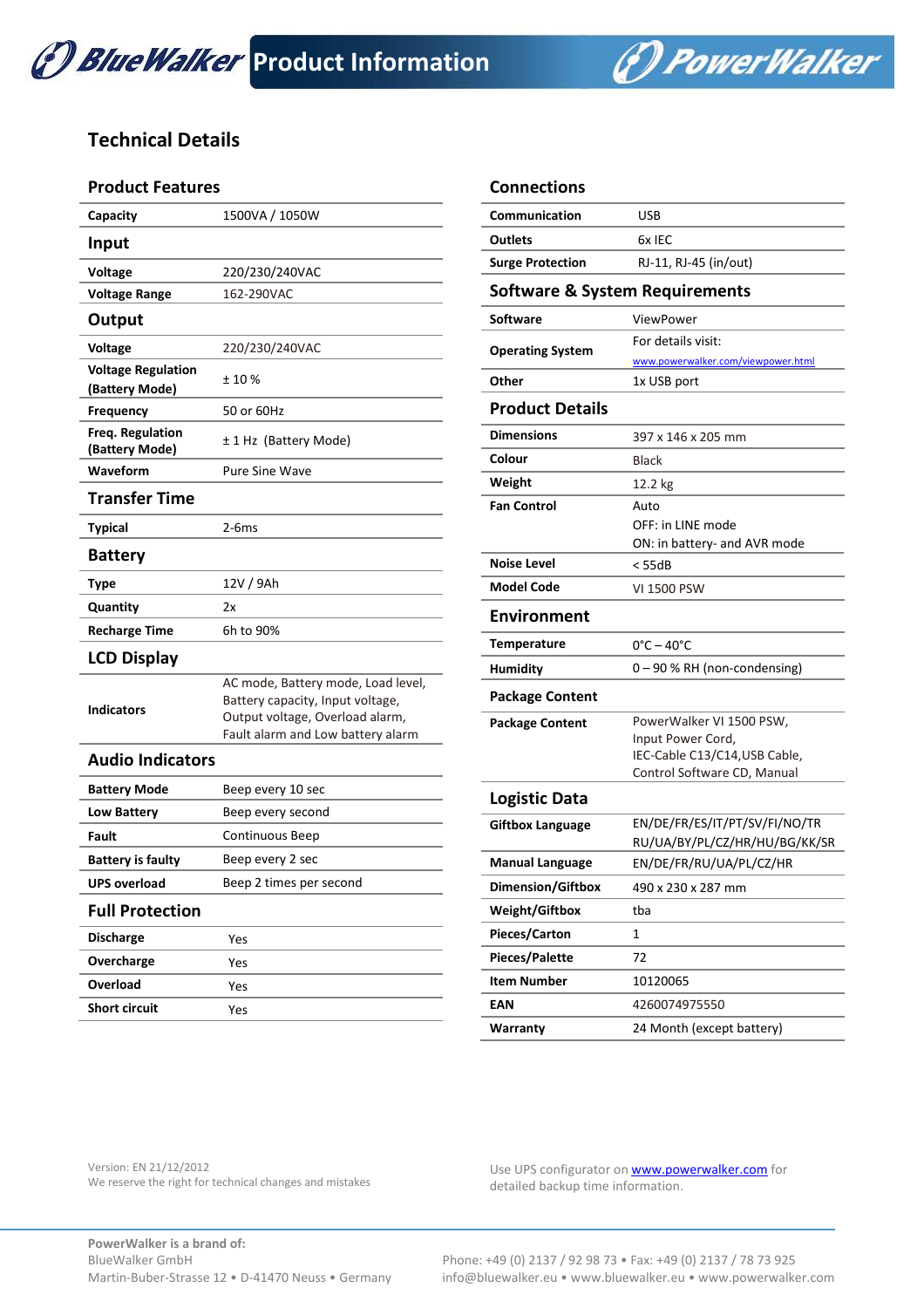# Product Information

## Technical Details

### Product Features

| | |
|---|---|
| **Capacity** | 1500VA / 1050W |

### Input

| | |
|---|---|
| **Voltage** | 220/230/240VAC |
| **Voltage Range** | 162-290VAC |

### Output

| | |
|---|---|
| **Voltage** | 220/230/240VAC |
| **Voltage Regulation (Battery Mode)** | ± 10 % |
| **Frequency** | 50 or 60Hz |
| **Freq. Regulation (Battery Mode)** | ± 1 Hz (Battery Mode) |
| **Waveform** | Pure Sine Wave |

### Transfer Time

| | |
|---|---|
| **Typical** | 2-6ms |

### Battery

| | |
|---|---|
| **Type** | 12V / 9Ah |
| **Quantity** | 2x |
| **Recharge Time** | 6h to 90% |

### LCD Display

| | |
|---|---|
| **Indicators** | AC mode, Battery mode, Load level, Battery capacity, Input voltage, Output voltage, Overload alarm, Fault alarm and Low battery alarm |

### Audio Indicators

| | |
|---|---|
| **Battery Mode** | Beep every 10 sec |
| **Low Battery** | Beep every second |
| **Fault** | Continuous Beep |
| **Battery is faulty** | Beep every 2 sec |
| **UPS overload** | Beep 2 times per second |

### Full Protection

| | |
|---|---|
| **Discharge** | Yes |
| **Overcharge** | Yes |
| **Overload** | Yes |
| **Short circuit** | Yes |

### Connections

| | |
|---|---|
| **Communication** | USB |
| **Outlets** | 6x IEC |
| **Surge Protection** | RJ-11, RJ-45 (in/out) |

### Software & System Requirements

| | |
|---|---|
| **Software** | ViewPower |
| **Operating System** | For details visit: www.powerwalker.com/viewpower.html |
| **Other** | 1x USB port |

### Product Details

| | |
|---|---|
| **Dimensions** | 397 x 146 x 205 mm |
| **Colour** | Black |
| **Weight** | 12.2 kg |
| **Fan Control** | Auto<br>OFF: in LINE mode<br>ON: in battery- and AVR mode |
| **Noise Level** | < 55dB |
| **Model Code** | VI 1500 PSW |

### Environment

| | |
|---|---|
| **Temperature** | 0°C – 40°C |
| **Humidity** | 0 – 90 % RH (non-condensing) |

### Package Content

| | |
|---|---|
| **Package Content** | PowerWalker VI 1500 PSW, Input Power Cord, IEC-Cable C13/C14,USB Cable, Control Software CD, Manual |

### Logistic Data

| | |
|---|---|
| **Giftbox Language** | EN/DE/FR/ES/IT/PT/SV/FI/NO/TR RU/UA/BY/PL/CZ/HR/HU/BG/KK/SR |
| **Manual Language** | EN/DE/FR/RU/UA/PL/CZ/HR |
| **Dimension/Giftbox** | 490 x 230 x 287 mm |
| **Weight/Giftbox** | tba |
| **Pieces/Carton** | 1 |
| **Pieces/Palette** | 72 |
| **Item Number** | 10120065 |
| **EAN** | 4260074975550 |
| **Warranty** | 24 Month (except battery) |

Version: EN 21/12/2012
We reserve the right for technical changes and mistakes

Use UPS configurator on www.powerwalker.com for detailed backup time information.

**PowerWalker is a brand of:**
BlueWalker GmbH
Martin-Buber-Strasse 12 • D-41470 Neuss • Germany

Phone: +49 (0) 2137 / 92 98 73 • Fax: +49 (0) 2137 / 78 73 925
info@bluewalker.eu • www.bluewalker.eu • www.powerwalker.com